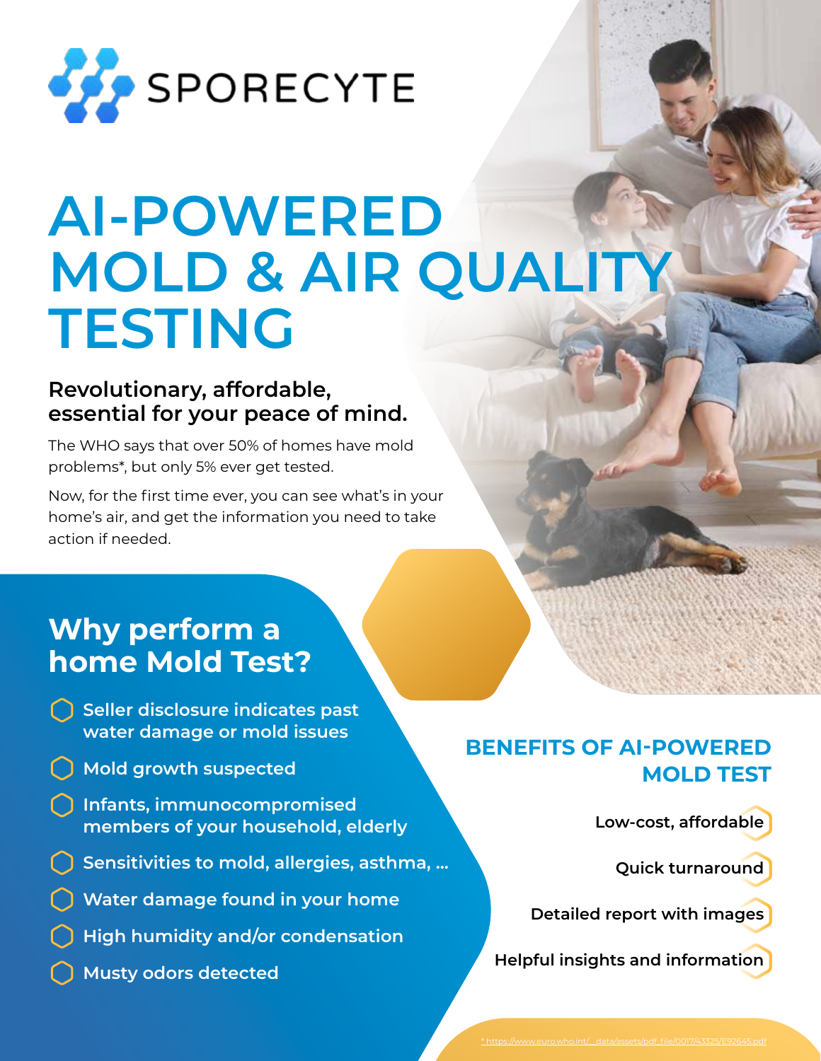# SPORECYTE

# AI-POWERED MOLD & AIR QUALITY TESTING

## Revolutionary, affordable, essential for your peace of mind.

The WHO says that over 50% of homes have mold problems*, but only 5% ever get tested.

Now, for the first time ever, you can see what's in your home's air, and get the information you need to take action if needed.

## Why perform a home Mold Test?

- Seller disclosure indicates past water damage or mold issues
- Mold growth suspected
- Infants, immunocompromised members of your household, elderly
- Sensitivities to mold, allergies, asthma, ...
- Water damage found in your home
- High humidity and/or condensation
- Musty odors detected

## BENEFITS OF AI-POWERED MOLD TEST

- Low-cost, affordable
- Quick turnaround
- Detailed report with images
- Helpful insights and information

* https://www.euro.who.int/__data/assets/pdf_file/0017/43325/E92645.pdf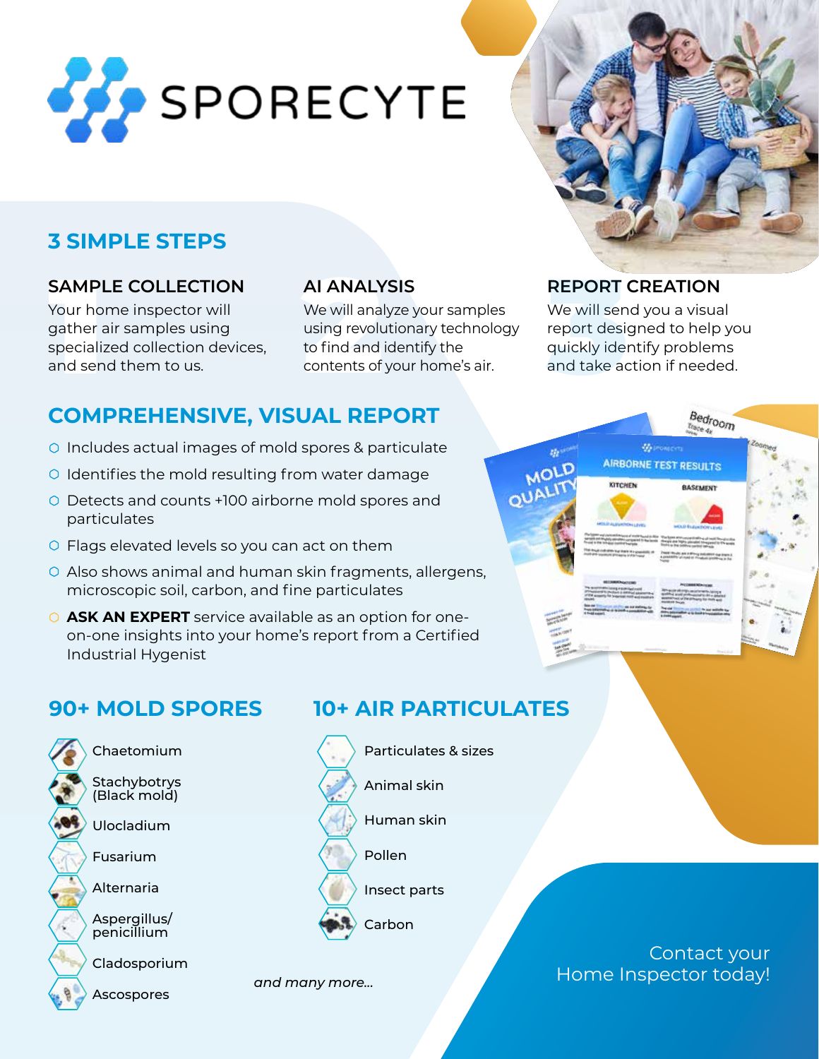# SPORECYTE

## 3 SIMPLE STEPS

### SAMPLE COLLECTION

Your home inspector will gather air samples using specialized collection devices, and send them to us.

### AI ANALYSIS

We will analyze your samples using revolutionary technology to find and identify the contents of your home's air.

### REPORT CREATION

We will send you a visual report designed to help you quickly identify problems and take action if needed.

## COMPREHENSIVE, VISUAL REPORT

- Includes actual images of mold spores & particulate
- Identifies the mold resulting from water damage
- Detects and counts +100 airborne mold spores and particulates
- Flags elevated levels so you can act on them
- Also shows animal and human skin fragments, allergens, microscopic soil, carbon, and fine particulates
- **ASK AN EXPERT** service available as an option for one-on-one insights into your home's report from a Certified Industrial Hygenist

## 90+ MOLD SPORES

- Chaetomium
- Stachybotrys (Black mold)
- Ulocladium
- Fusarium
- Alternaria
- Aspergillus/ penicillium
- Cladosporium
- Ascospores

## 10+ AIR PARTICULATES

- Particulates & sizes
- Animal skin
- Human skin
- Pollen
- Insect parts
- Carbon

*and many more...*

Contact your Home Inspector today!